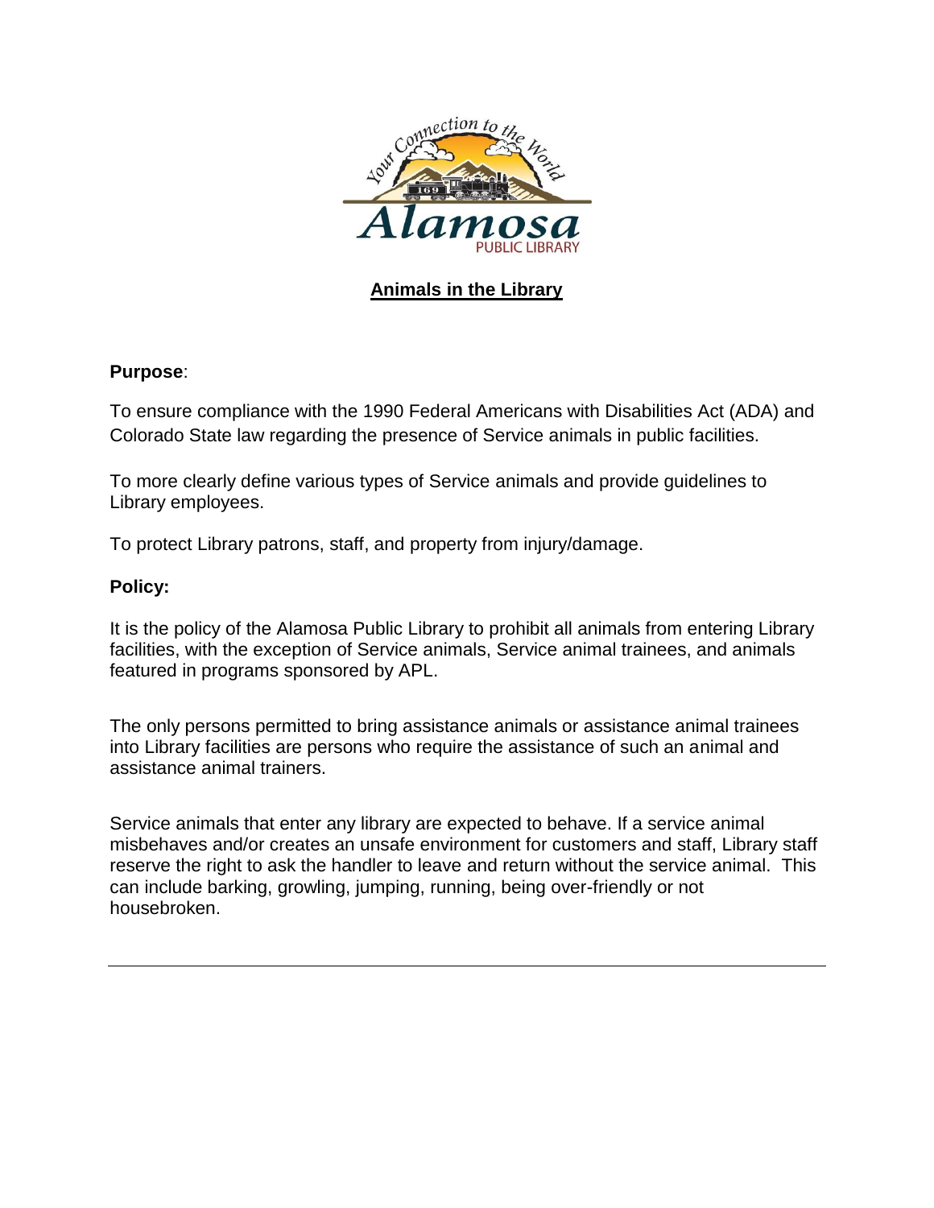# Animals in the Library

**Purpose**:

To ensure compliance with the 1990 Federal Americans with Disabilities Act (ADA) and Colorado State law regarding the presence of Service animals in public facilities.

To more clearly define various types of Service animals and provide guidelines to Library employees.

To protect Library patrons, staff, and property from injury/damage.

**Policy:**

It is the policy of the Alamosa Public Library to prohibit all animals from entering Library facilities, with the exception of Service animals, Service animal trainees, and animals featured in programs sponsored by APL.

The only persons permitted to bring assistance animals or assistance animal trainees into Library facilities are persons who require the assistance of such an animal and assistance animal trainers.

Service animals that enter any library are expected to behave. If a service animal misbehaves and/or creates an unsafe environment for customers and staff, Library staff reserve the right to ask the handler to leave and return without the service animal. This can include barking, growling, jumping, running, being over-friendly or not housebroken.

---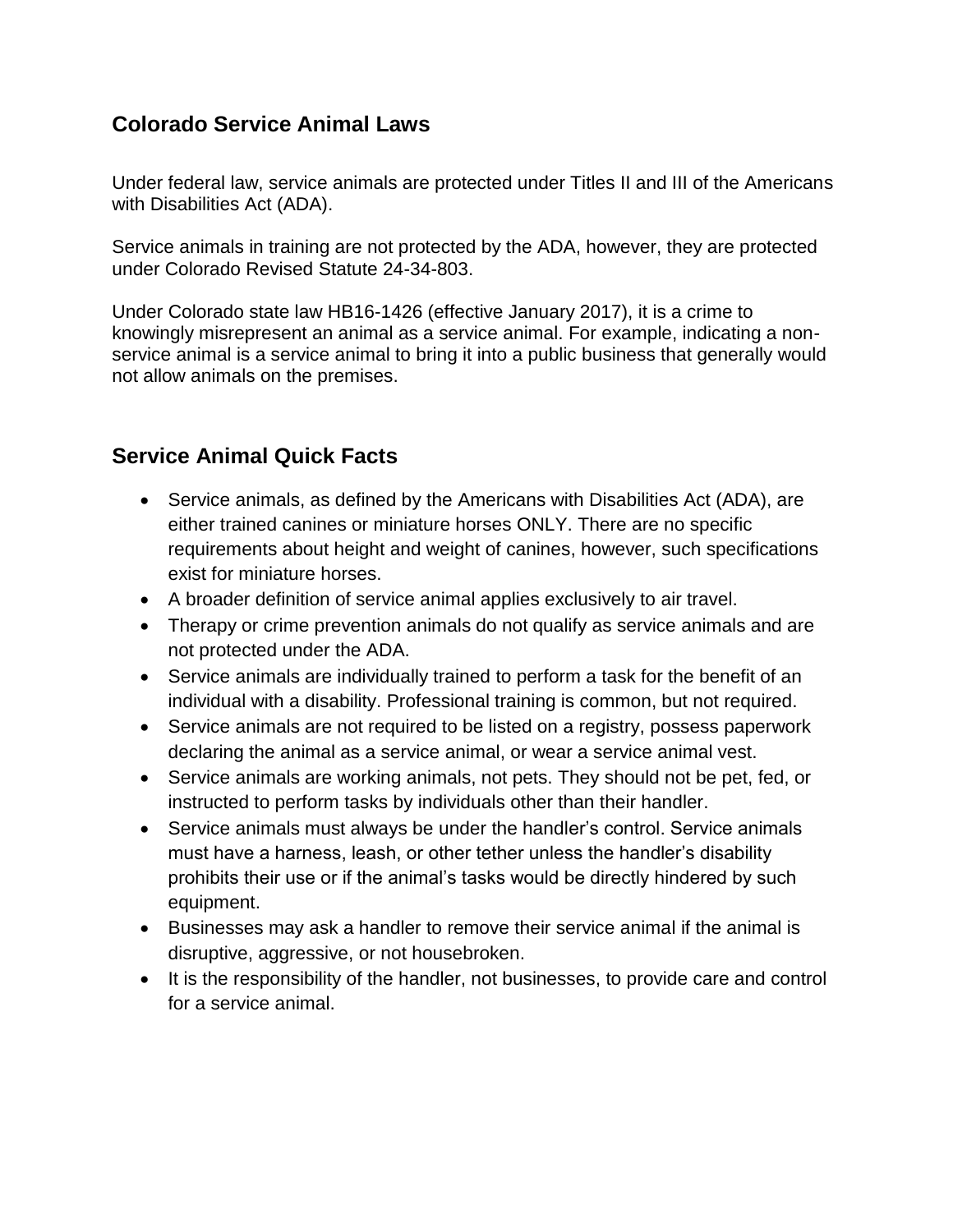## Colorado Service Animal Laws

Under federal law, service animals are protected under Titles II and III of the Americans with Disabilities Act (ADA).

Service animals in training are not protected by the ADA, however, they are protected under Colorado Revised Statute 24-34-803.

Under Colorado state law HB16-1426 (effective January 2017), it is a crime to knowingly misrepresent an animal as a service animal. For example, indicating a non-service animal is a service animal to bring it into a public business that generally would not allow animals on the premises.

## Service Animal Quick Facts

- Service animals, as defined by the Americans with Disabilities Act (ADA), are either trained canines or miniature horses ONLY. There are no specific requirements about height and weight of canines, however, such specifications exist for miniature horses.
- A broader definition of service animal applies exclusively to air travel.
- Therapy or crime prevention animals do not qualify as service animals and are not protected under the ADA.
- Service animals are individually trained to perform a task for the benefit of an individual with a disability. Professional training is common, but not required.
- Service animals are not required to be listed on a registry, possess paperwork declaring the animal as a service animal, or wear a service animal vest.
- Service animals are working animals, not pets. They should not be pet, fed, or instructed to perform tasks by individuals other than their handler.
- Service animals must always be under the handler's control. Service animals must have a harness, leash, or other tether unless the handler's disability prohibits their use or if the animal's tasks would be directly hindered by such equipment.
- Businesses may ask a handler to remove their service animal if the animal is disruptive, aggressive, or not housebroken.
- It is the responsibility of the handler, not businesses, to provide care and control for a service animal.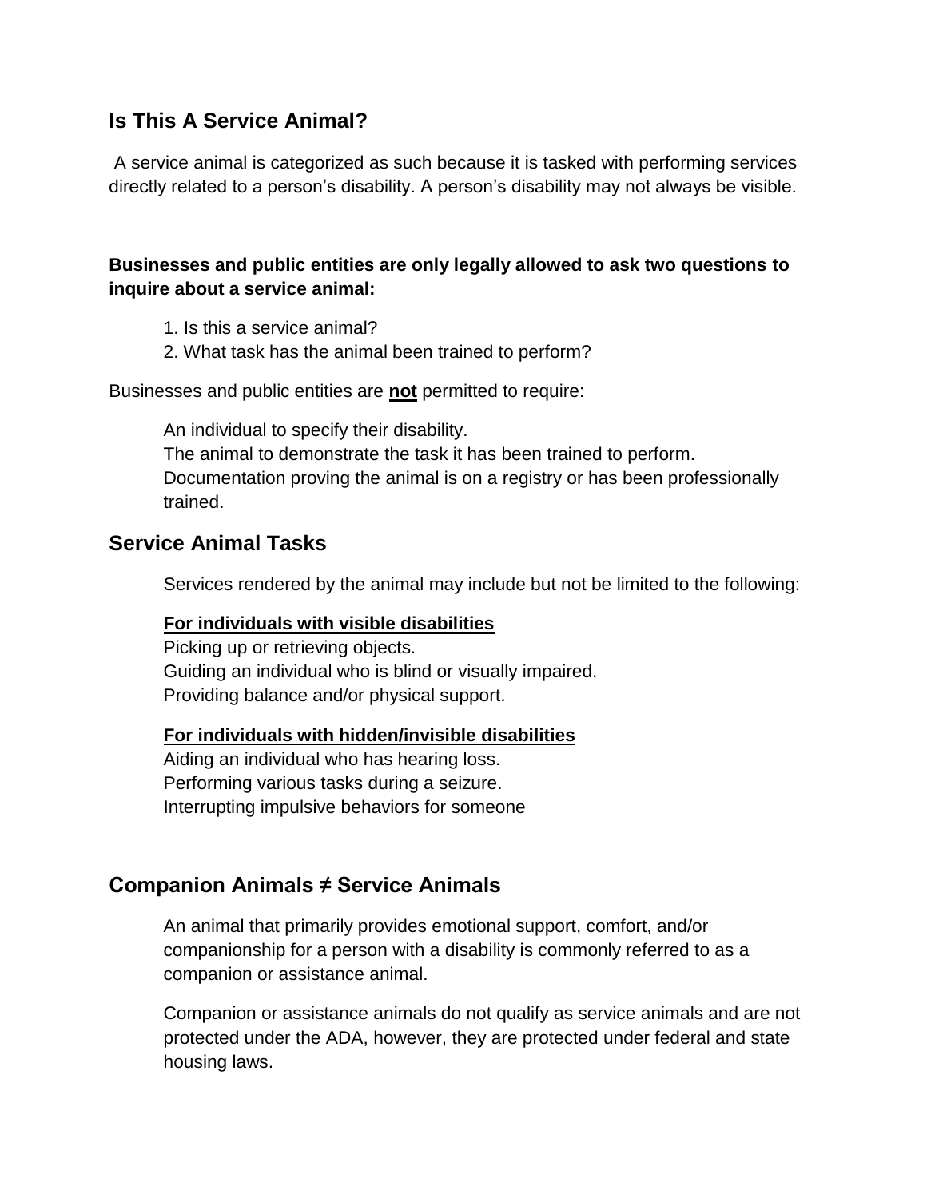## Is This A Service Animal?

A service animal is categorized as such because it is tasked with performing services directly related to a person's disability. A person's disability may not always be visible.

**Businesses and public entities are only legally allowed to ask two questions to inquire about a service animal:**

1. Is this a service animal?
2. What task has the animal been trained to perform?

Businesses and public entities are **not** permitted to require:

An individual to specify their disability.
The animal to demonstrate the task it has been trained to perform.
Documentation proving the animal is on a registry or has been professionally trained.

## Service Animal Tasks

Services rendered by the animal may include but not be limited to the following:

**For individuals with visible disabilities**
Picking up or retrieving objects.
Guiding an individual who is blind or visually impaired.
Providing balance and/or physical support.

**For individuals with hidden/invisible disabilities**
Aiding an individual who has hearing loss.
Performing various tasks during a seizure.
Interrupting impulsive behaviors for someone

## Companion Animals ≠ Service Animals

An animal that primarily provides emotional support, comfort, and/or companionship for a person with a disability is commonly referred to as a companion or assistance animal.

Companion or assistance animals do not qualify as service animals and are not protected under the ADA, however, they are protected under federal and state housing laws.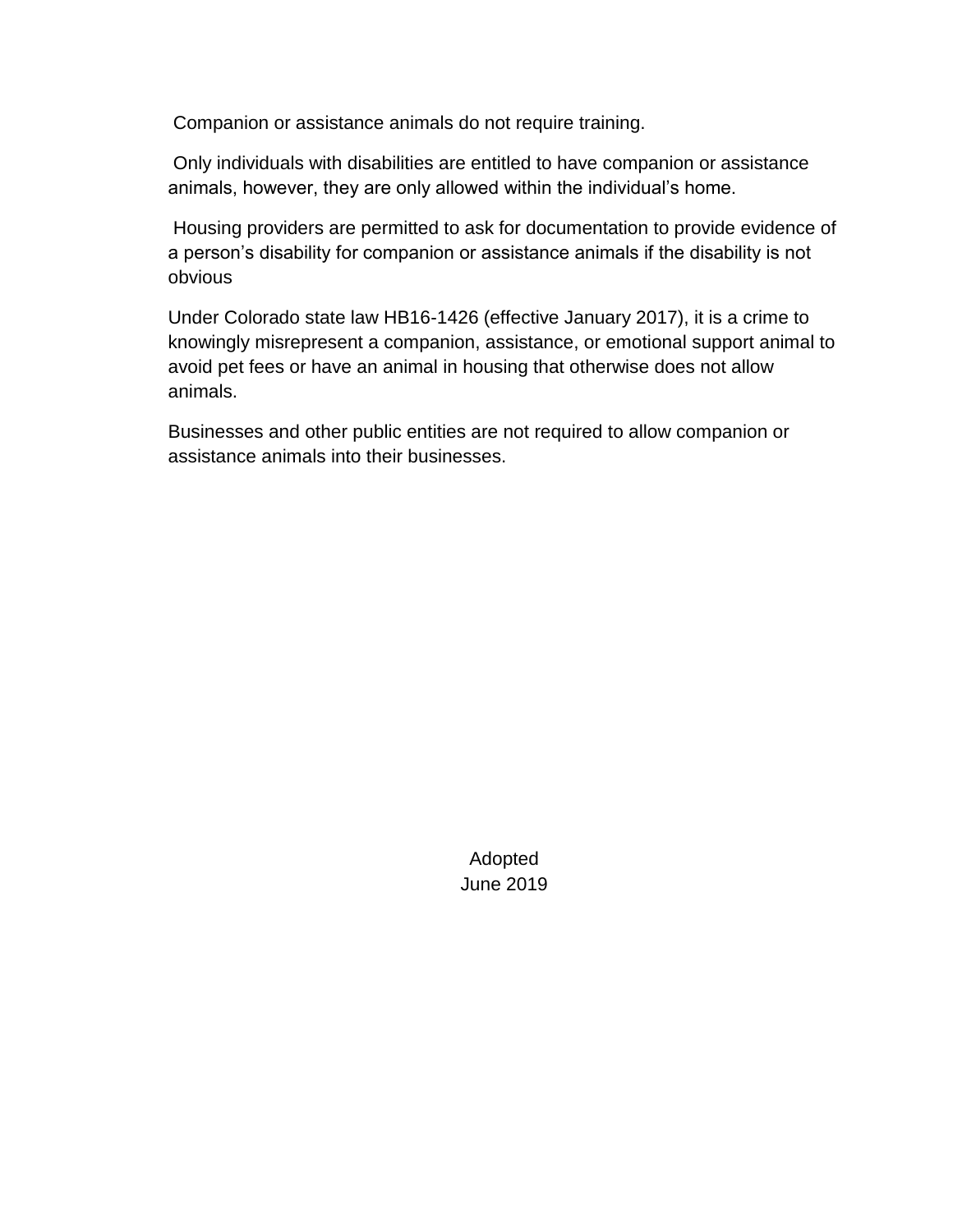Companion or assistance animals do not require training.

Only individuals with disabilities are entitled to have companion or assistance animals, however, they are only allowed within the individual's home.

Housing providers are permitted to ask for documentation to provide evidence of a person's disability for companion or assistance animals if the disability is not obvious

Under Colorado state law HB16-1426 (effective January 2017), it is a crime to knowingly misrepresent a companion, assistance, or emotional support animal to avoid pet fees or have an animal in housing that otherwise does not allow animals.

Businesses and other public entities are not required to allow companion or assistance animals into their businesses.

Adopted
June 2019